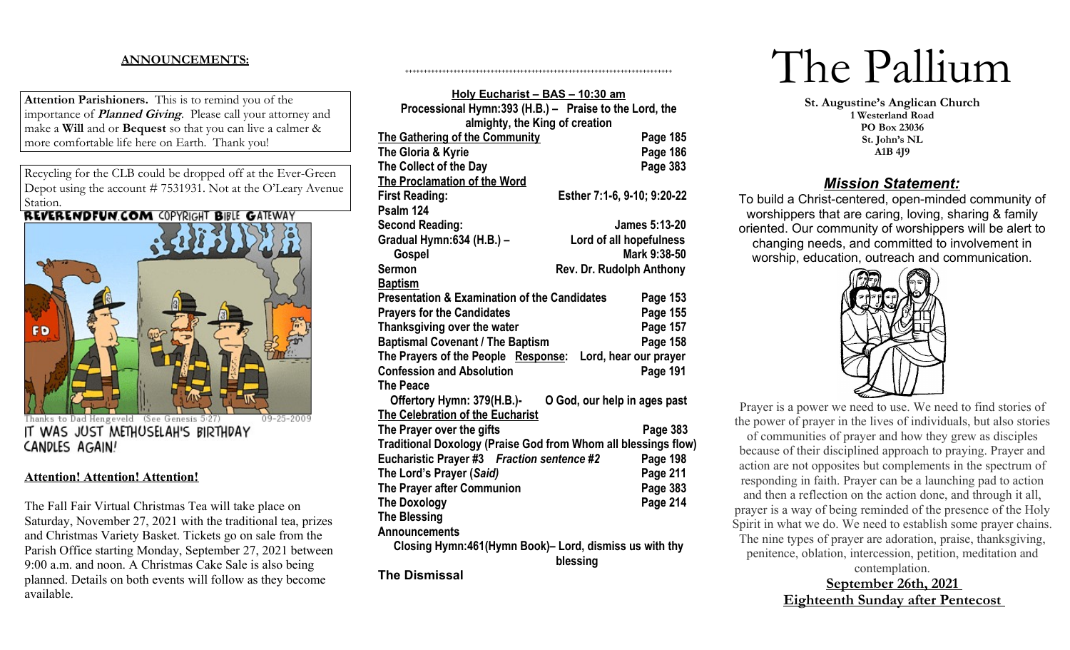**ANNOUNCEMENTS:**

**Attention Parishioners.** This is to remind you of the importance of ***Planned Giving***. Please call your attorney and make a **Will** and or **Bequest** so that you can live a calmer & more comfortable life here on Earth. Thank you!

Recycling for the CLB could be dropped off at the Ever-Green Depot using the account # 7531931. Not at the O'Leary Avenue Station.

REVERENDFUN.COM COPYRIGHT BIBLE GATEWAY

Thanks to Dad Hengeveld (See Genesis 5:27) 09-25-2009

IT WAS JUST METHUSELAH'S BIRTHDAY CANDLES AGAIN!

**Attention! Attention! Attention!**

The Fall Fair Virtual Christmas Tea will take place on Saturday, November 27, 2021 with the traditional tea, prizes and Christmas Variety Basket. Tickets go on sale from the Parish Office starting Monday, September 27, 2021 between 9:00 a.m. and noon. A Christmas Cake Sale is also being planned. Details on both events will follow as they become available.

++++++++++++++++++++++++++++++++++++++++++++++++++++++++++++++++++++++++++

**Holy Eucharist – BAS – 10:30 am**

**Processional Hymn:393 (H.B.) – Praise to the Lord, the almighty, the King of creation**

**The Gathering of the Community** — **Page 185**
**The Gloria & Kyrie** — **Page 186**
**The Collect of the Day** — **Page 383**

**The Proclamation of the Word**
**First Reading:** — **Esther 7:1-6, 9-10; 9:20-22**
**Psalm 124**
**Second Reading:** — **James 5:13-20**
**Gradual Hymn:634 (H.B.) –** — **Lord of all hopefulness**
**Gospel** — **Mark 9:38-50**
**Sermon** — **Rev. Dr. Rudolph Anthony**

**Baptism**
**Presentation & Examination of the Candidates** — **Page 153**
**Prayers for the Candidates** — **Page 155**
**Thanksgiving over the water** — **Page 157**
**Baptismal Covenant / The Baptism** — **Page 158**
**The Prayers of the People** **Response:** **Lord, hear our prayer**
**Confession and Absolution** — **Page 191**
**The Peace**
**Offertory Hymn: 379(H.B.)-** — **O God, our help in ages past**

**The Celebration of the Eucharist**
**The Prayer over the gifts** — **Page 383**
**Traditional Doxology (Praise God from Whom all blessings flow)**
**Eucharistic Prayer #3** ***Fraction sentence #2*** — **Page 198**
**The Lord's Prayer (*Said*)** — **Page 211**
**The Prayer after Communion** — **Page 383**
**The Doxology** — **Page 214**
**The Blessing**
**Announcements**
**Closing Hymn:461(Hymn Book)– Lord, dismiss us with thy blessing**

**The Dismissal**

# The Pallium

**St. Augustine's Anglican Church**
**1 Westerland Road**
**PO Box 23036**
**St. John's NL**
**A1B 4J9**

## ***Mission Statement:***

To build a Christ-centered, open-minded community of worshippers that are caring, loving, sharing & family oriented. Our community of worshippers will be alert to changing needs, and committed to involvement in worship, education, outreach and communication.

Prayer is a power we need to use. We need to find stories of the power of prayer in the lives of individuals, but also stories of communities of prayer and how they grew as disciples because of their disciplined approach to praying. Prayer and action are not opposites but complements in the spectrum of responding in faith. Prayer can be a launching pad to action and then a reflection on the action done, and through it all, prayer is a way of being reminded of the presence of the Holy Spirit in what we do. We need to establish some prayer chains. The nine types of prayer are adoration, praise, thanksgiving, penitence, oblation, intercession, petition, meditation and contemplation.

**September 26th, 2021**
**Eighteenth Sunday after Pentecost**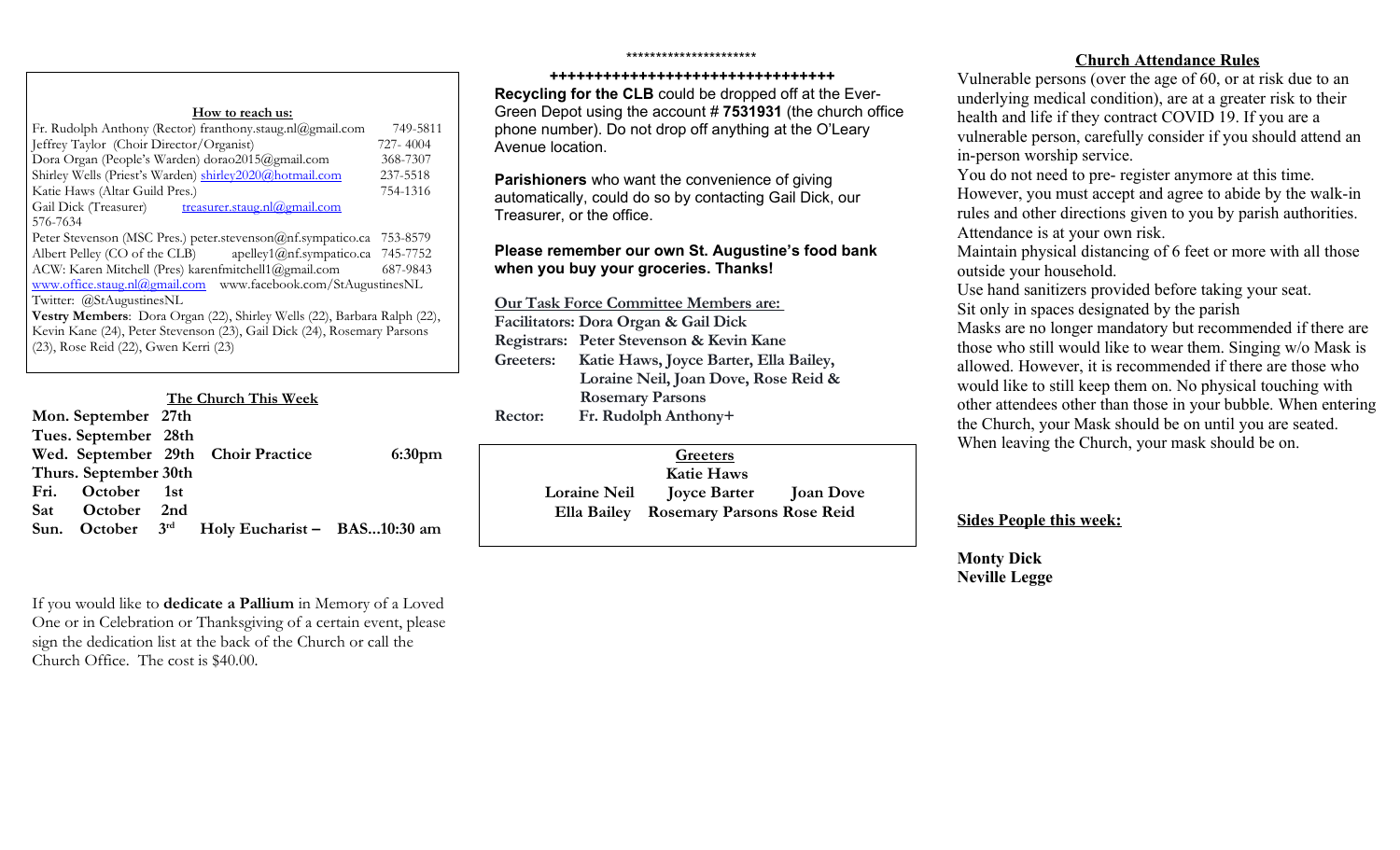### How to reach us:

Fr. Rudolph Anthony (Rector) franthony.staug.nl@gmail.com 749-5811
Jeffrey Taylor (Choir Director/Organist) 727- 4004
Dora Organ (People's Warden) dorao2015@gmail.com 368-7307
Shirley Wells (Priest's Warden) shirley2020@hotmail.com 237-5518
Katie Haws (Altar Guild Pres.) 754-1316
Gail Dick (Treasurer) treasurer.staug.nl@gmail.com 576-7634
Peter Stevenson (MSC Pres.) peter.stevenson@nf.sympatico.ca 753-8579
Albert Pelley (CO of the CLB) apelley1@nf.sympatico.ca 745-7752
ACW: Karen Mitchell (Pres) karenfmitchell1@gmail.com 687-9843
www.office.staug.nl@gmail.com www.facebook.com/StAugustinesNL
Twitter: @StAugustinesNL

**Vestry Members**: Dora Organ (22), Shirley Wells (22), Barbara Ralph (22), Kevin Kane (24), Peter Stevenson (23), Gail Dick (24), Rosemary Parsons (23), Rose Reid (22), Gwen Kerri (23)

### The Church This Week

| | | |
|---|---|---|
| **Mon. September 27th** | | |
| **Tues. September 28th** | | |
| **Wed. September 29th** | **Choir Practice** | **6:30pm** |
| **Thurs. September 30th** | | |
| **Fri. October 1st** | | |
| **Sat October 2nd** | | |
| **Sun. October 3rd** | **Holy Eucharist – BAS...10:30 am** | |

If you would like to **dedicate a Pallium** in Memory of a Loved One or in Celebration or Thanksgiving of a certain event, please sign the dedication list at the back of the Church or call the Church Office. The cost is $40.00.

*********************

++++++++++++++++++++++++++++++++

**Recycling for the CLB** could be dropped off at the Ever-Green Depot using the account # **7531931** (the church office phone number). Do not drop off anything at the O'Leary Avenue location.

**Parishioners** who want the convenience of giving automatically, could do so by contacting Gail Dick, our Treasurer, or the office.

**Please remember our own St. Augustine's food bank when you buy your groceries. Thanks!**

**Our Task Force Committee Members are:**
**Facilitators: Dora Organ & Gail Dick**
**Registrars: Peter Stevenson & Kevin Kane**
**Greeters: Katie Haws, Joyce Barter, Ella Bailey, Loraine Neil, Joan Dove, Rose Reid & Rosemary Parsons**
**Rector: Fr. Rudolph Anthony+**

**Greeters**
**Katie Haws**
**Loraine Neil Joyce Barter Joan Dove**
**Ella Bailey Rosemary Parsons Rose Reid**

### Church Attendance Rules

Vulnerable persons (over the age of 60, or at risk due to an underlying medical condition), are at a greater risk to their health and life if they contract COVID 19. If you are a vulnerable person, carefully consider if you should attend an in-person worship service.
You do not need to pre- register anymore at this time. However, you must accept and agree to abide by the walk-in rules and other directions given to you by parish authorities.
Attendance is at your own risk.
Maintain physical distancing of 6 feet or more with all those outside your household.
Use hand sanitizers provided before taking your seat.
Sit only in spaces designated by the parish
Masks are no longer mandatory but recommended if there are those who still would like to wear them. Singing w/o Mask is allowed. However, it is recommended if there are those who would like to still keep them on. No physical touching with other attendees other than those in your bubble. When entering the Church, your Mask should be on until you are seated. When leaving the Church, your mask should be on.

**Sides People this week:**

**Monty Dick**
**Neville Legge**